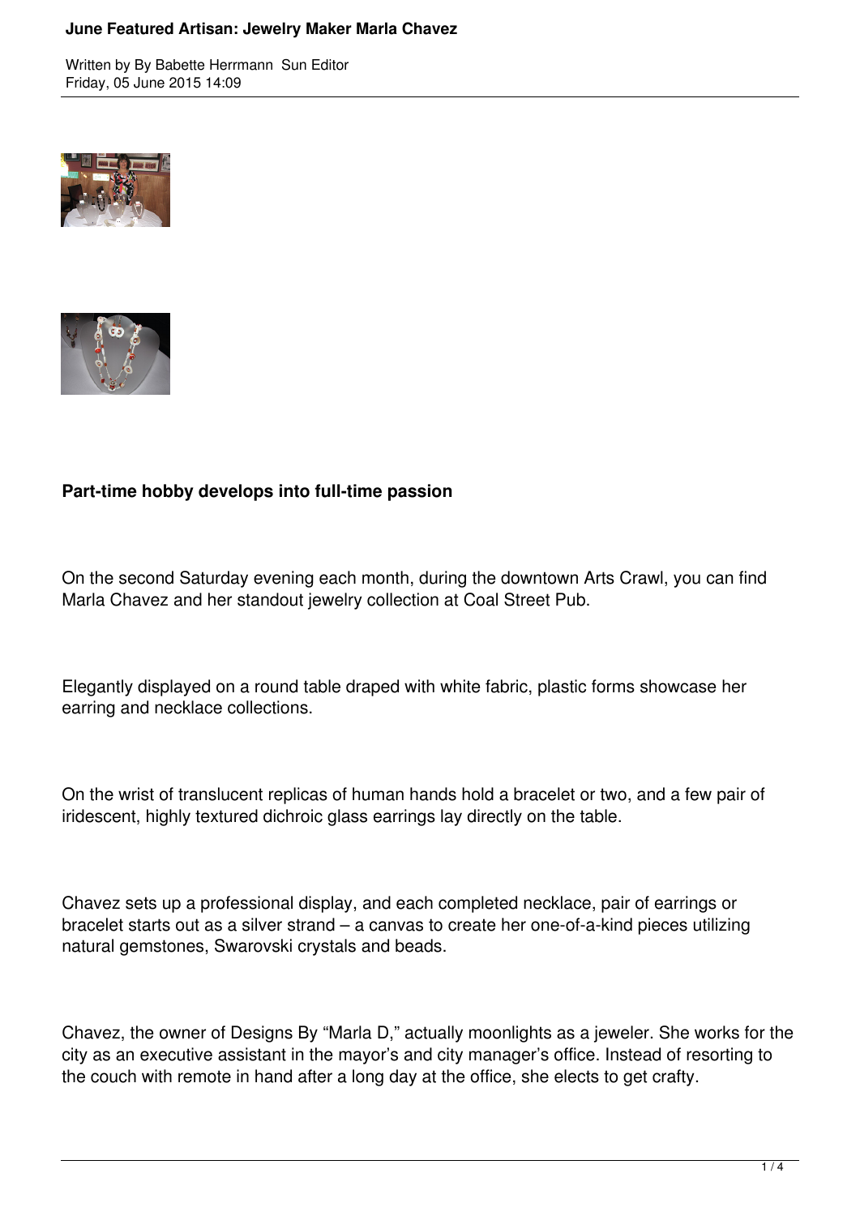# June Featured Artisan: Jewelry Maker Marla Chavez

Written by By Babette Herrmann Sun Editor
Friday, 05 June 2015 14:09

## Part-time hobby develops into full-time passion

On the second Saturday evening each month, during the downtown Arts Crawl, you can find Marla Chavez and her standout jewelry collection at Coal Street Pub.

Elegantly displayed on a round table draped with white fabric, plastic forms showcase her earring and necklace collections.

On the wrist of translucent replicas of human hands hold a bracelet or two, and a few pair of iridescent, highly textured dichroic glass earrings lay directly on the table.

Chavez sets up a professional display, and each completed necklace, pair of earrings or bracelet starts out as a silver strand – a canvas to create her one-of-a-kind pieces utilizing natural gemstones, Swarovski crystals and beads.

Chavez, the owner of Designs By "Marla D," actually moonlights as a jeweler. She works for the city as an executive assistant in the mayor's and city manager's office. Instead of resorting to the couch with remote in hand after a long day at the office, she elects to get crafty.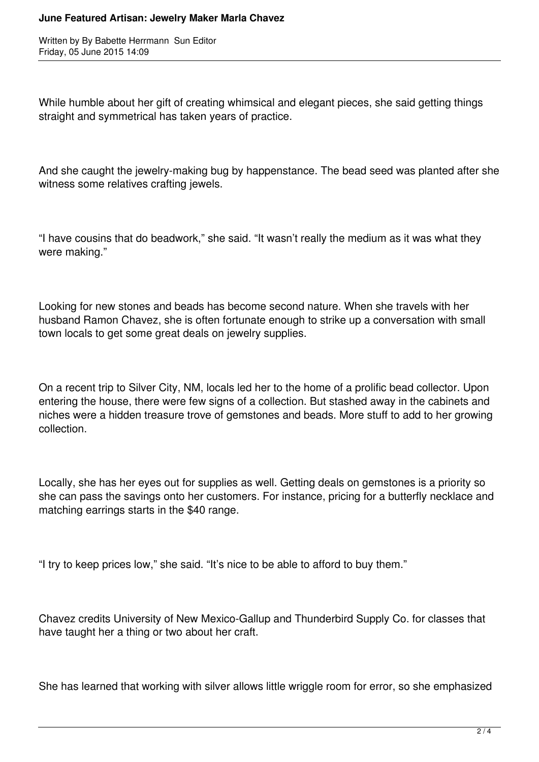While humble about her gift of creating whimsical and elegant pieces, she said getting things straight and symmetrical has taken years of practice.

And she caught the jewelry-making bug by happenstance. The bead seed was planted after she witness some relatives crafting jewels.

“I have cousins that do beadwork,” she said. “It wasn’t really the medium as it was what they were making.”

Looking for new stones and beads has become second nature. When she travels with her husband Ramon Chavez, she is often fortunate enough to strike up a conversation with small town locals to get some great deals on jewelry supplies.

On a recent trip to Silver City, NM, locals led her to the home of a prolific bead collector. Upon entering the house, there were few signs of a collection. But stashed away in the cabinets and niches were a hidden treasure trove of gemstones and beads. More stuff to add to her growing collection.

Locally, she has her eyes out for supplies as well. Getting deals on gemstones is a priority so she can pass the savings onto her customers. For instance, pricing for a butterfly necklace and matching earrings starts in the $40 range.

“I try to keep prices low,” she said. “It’s nice to be able to afford to buy them.”

Chavez credits University of New Mexico-Gallup and Thunderbird Supply Co. for classes that have taught her a thing or two about her craft.

She has learned that working with silver allows little wriggle room for error, so she emphasized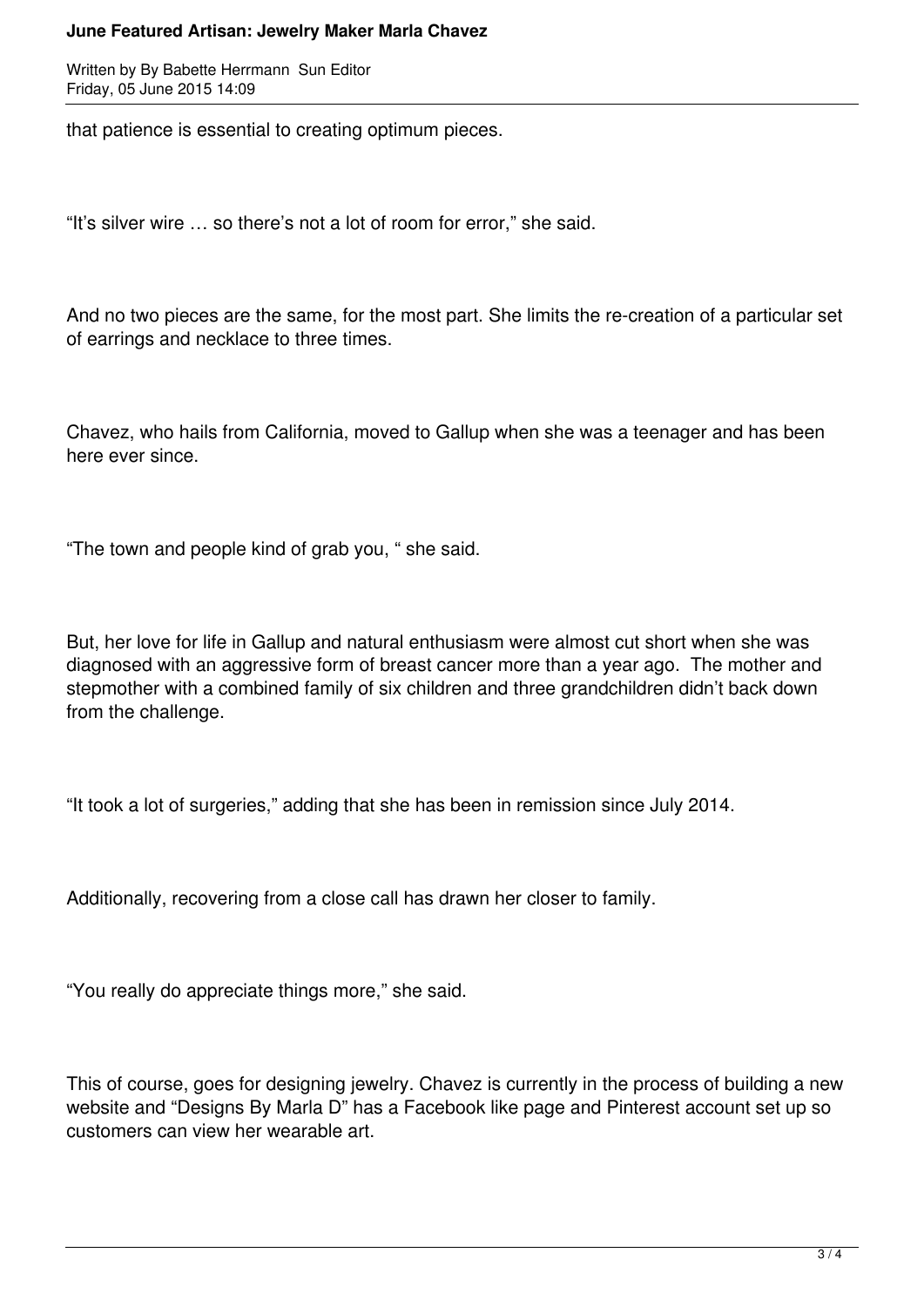that patience is essential to creating optimum pieces.

"It's silver wire … so there's not a lot of room for error," she said.

And no two pieces are the same, for the most part. She limits the re-creation of a particular set of earrings and necklace to three times.

Chavez, who hails from California, moved to Gallup when she was a teenager and has been here ever since.

"The town and people kind of grab you, " she said.

But, her love for life in Gallup and natural enthusiasm were almost cut short when she was diagnosed with an aggressive form of breast cancer more than a year ago. The mother and stepmother with a combined family of six children and three grandchildren didn't back down from the challenge.

"It took a lot of surgeries," adding that she has been in remission since July 2014.

Additionally, recovering from a close call has drawn her closer to family.

"You really do appreciate things more," she said.

This of course, goes for designing jewelry. Chavez is currently in the process of building a new website and "Designs By Marla D" has a Facebook like page and Pinterest account set up so customers can view her wearable art.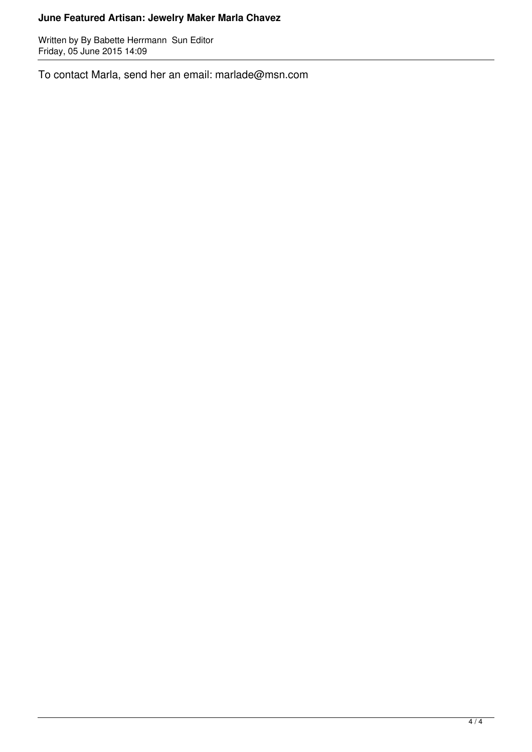To contact Marla, send her an email: marlade@msn.com